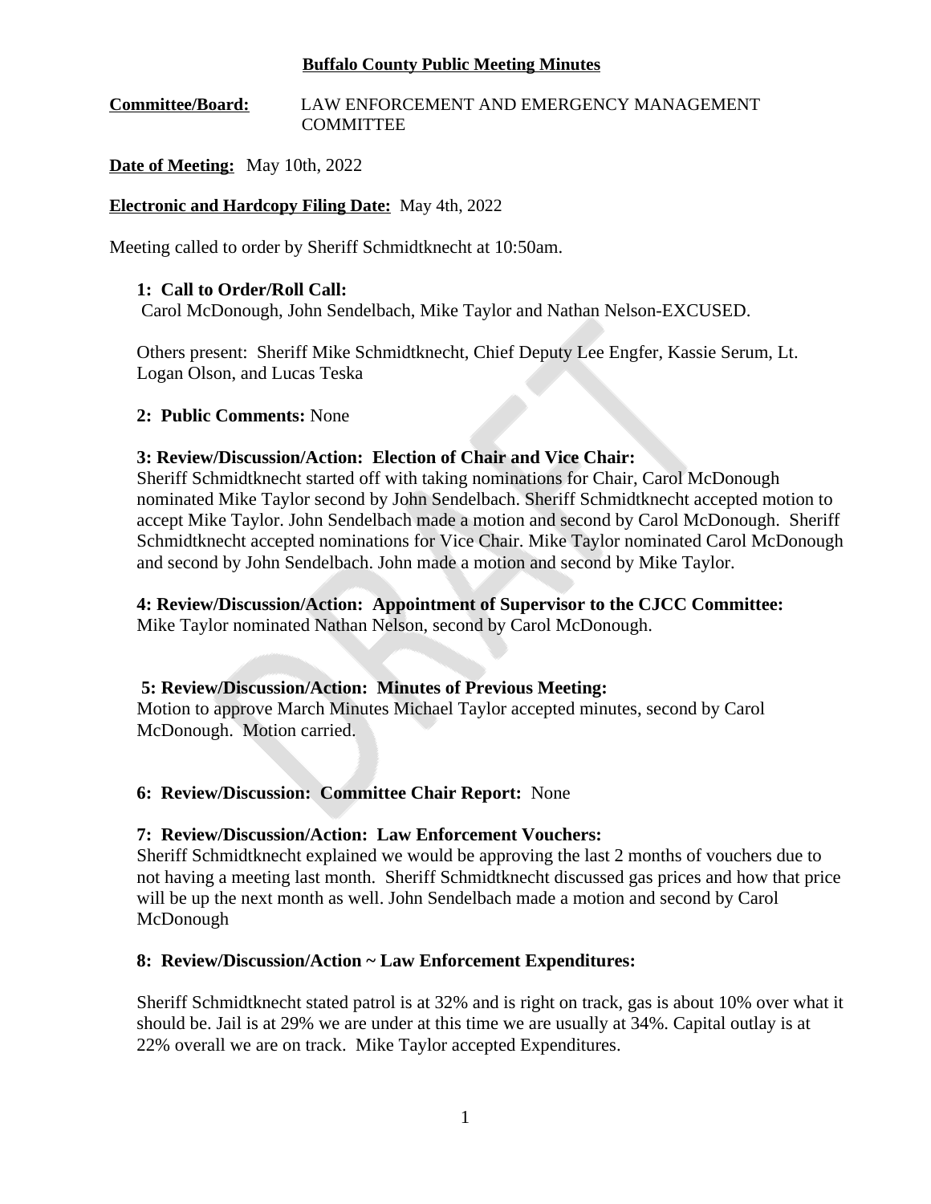**Buffalo County Public Meeting Minutes**

**Committee/Board:** LAW ENFORCEMENT AND EMERGENCY MANAGEMENT COMMITTEE

**Date of Meeting:** May 10th, 2022

**Electronic and Hardcopy Filing Date:** May 4th, 2022

Meeting called to order by Sheriff Schmidtknecht at 10:50am.

**1: Call to Order/Roll Call:**
Carol McDonough, John Sendelbach, Mike Taylor and Nathan Nelson-EXCUSED.

Others present: Sheriff Mike Schmidtknecht, Chief Deputy Lee Engfer, Kassie Serum, Lt. Logan Olson, and Lucas Teska

**2: Public Comments:** None

**3: Review/Discussion/Action: Election of Chair and Vice Chair:**
Sheriff Schmidtknecht started off with taking nominations for Chair, Carol McDonough nominated Mike Taylor second by John Sendelbach. Sheriff Schmidtknecht accepted motion to accept Mike Taylor. John Sendelbach made a motion and second by Carol McDonough. Sheriff Schmidtknecht accepted nominations for Vice Chair. Mike Taylor nominated Carol McDonough and second by John Sendelbach. John made a motion and second by Mike Taylor.

**4: Review/Discussion/Action: Appointment of Supervisor to the CJCC Committee:**
Mike Taylor nominated Nathan Nelson, second by Carol McDonough.

**5: Review/Discussion/Action: Minutes of Previous Meeting:**
Motion to approve March Minutes Michael Taylor accepted minutes, second by Carol McDonough. Motion carried.

**6: Review/Discussion: Committee Chair Report:** None

**7: Review/Discussion/Action: Law Enforcement Vouchers:**
Sheriff Schmidtknecht explained we would be approving the last 2 months of vouchers due to not having a meeting last month. Sheriff Schmidtknecht discussed gas prices and how that price will be up the next month as well. John Sendelbach made a motion and second by Carol McDonough

**8: Review/Discussion/Action ~ Law Enforcement Expenditures:**

Sheriff Schmidtknecht stated patrol is at 32% and is right on track, gas is about 10% over what it should be. Jail is at 29% we are under at this time we are usually at 34%. Capital outlay is at 22% overall we are on track. Mike Taylor accepted Expenditures.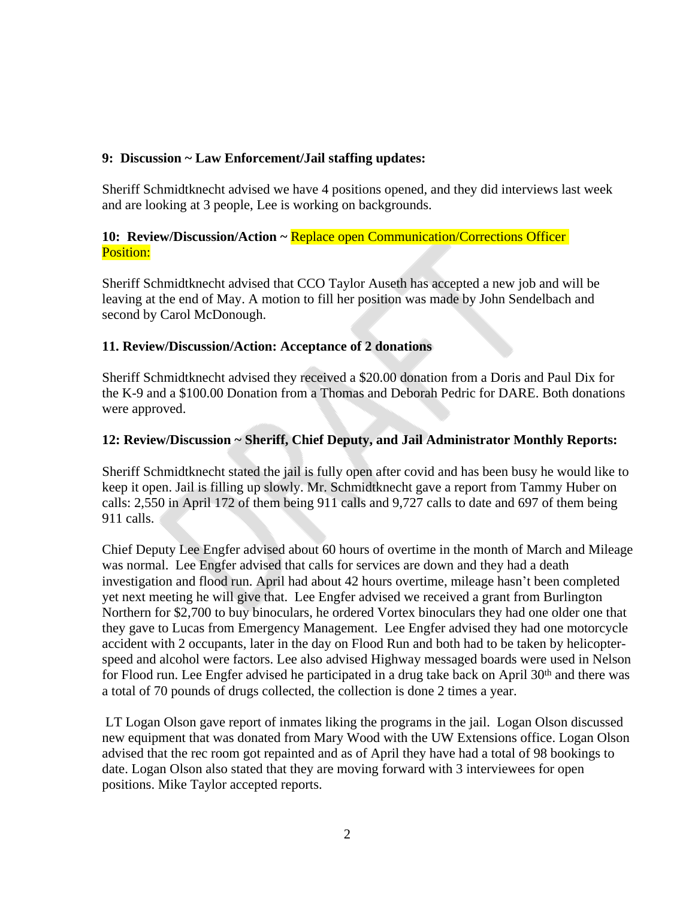**9: Discussion ~ Law Enforcement/Jail staffing updates:**

Sheriff Schmidtknecht advised we have 4 positions opened, and they did interviews last week and are looking at 3 people, Lee is working on backgrounds.

**10: Review/Discussion/Action ~ Replace open Communication/Corrections Officer Position:**

Sheriff Schmidtknecht advised that CCO Taylor Auseth has accepted a new job and will be leaving at the end of May. A motion to fill her position was made by John Sendelbach and second by Carol McDonough.

**11. Review/Discussion/Action: Acceptance of 2 donations**

Sheriff Schmidtknecht advised they received a $20.00 donation from a Doris and Paul Dix for the K-9 and a $100.00 Donation from a Thomas and Deborah Pedric for DARE. Both donations were approved.

**12: Review/Discussion ~ Sheriff, Chief Deputy, and Jail Administrator Monthly Reports:**

Sheriff Schmidtknecht stated the jail is fully open after covid and has been busy he would like to keep it open. Jail is filling up slowly. Mr. Schmidtknecht gave a report from Tammy Huber on calls: 2,550 in April 172 of them being 911 calls and 9,727 calls to date and 697 of them being 911 calls.

Chief Deputy Lee Engfer advised about 60 hours of overtime in the month of March and Mileage was normal. Lee Engfer advised that calls for services are down and they had a death investigation and flood run. April had about 42 hours overtime, mileage hasn't been completed yet next meeting he will give that. Lee Engfer advised we received a grant from Burlington Northern for $2,700 to buy binoculars, he ordered Vortex binoculars they had one older one that they gave to Lucas from Emergency Management. Lee Engfer advised they had one motorcycle accident with 2 occupants, later in the day on Flood Run and both had to be taken by helicopter- speed and alcohol were factors. Lee also advised Highway messaged boards were used in Nelson for Flood run. Lee Engfer advised he participated in a drug take back on April 30th and there was a total of 70 pounds of drugs collected, the collection is done 2 times a year.

LT Logan Olson gave report of inmates liking the programs in the jail. Logan Olson discussed new equipment that was donated from Mary Wood with the UW Extensions office. Logan Olson advised that the rec room got repainted and as of April they have had a total of 98 bookings to date. Logan Olson also stated that they are moving forward with 3 interviewees for open positions. Mike Taylor accepted reports.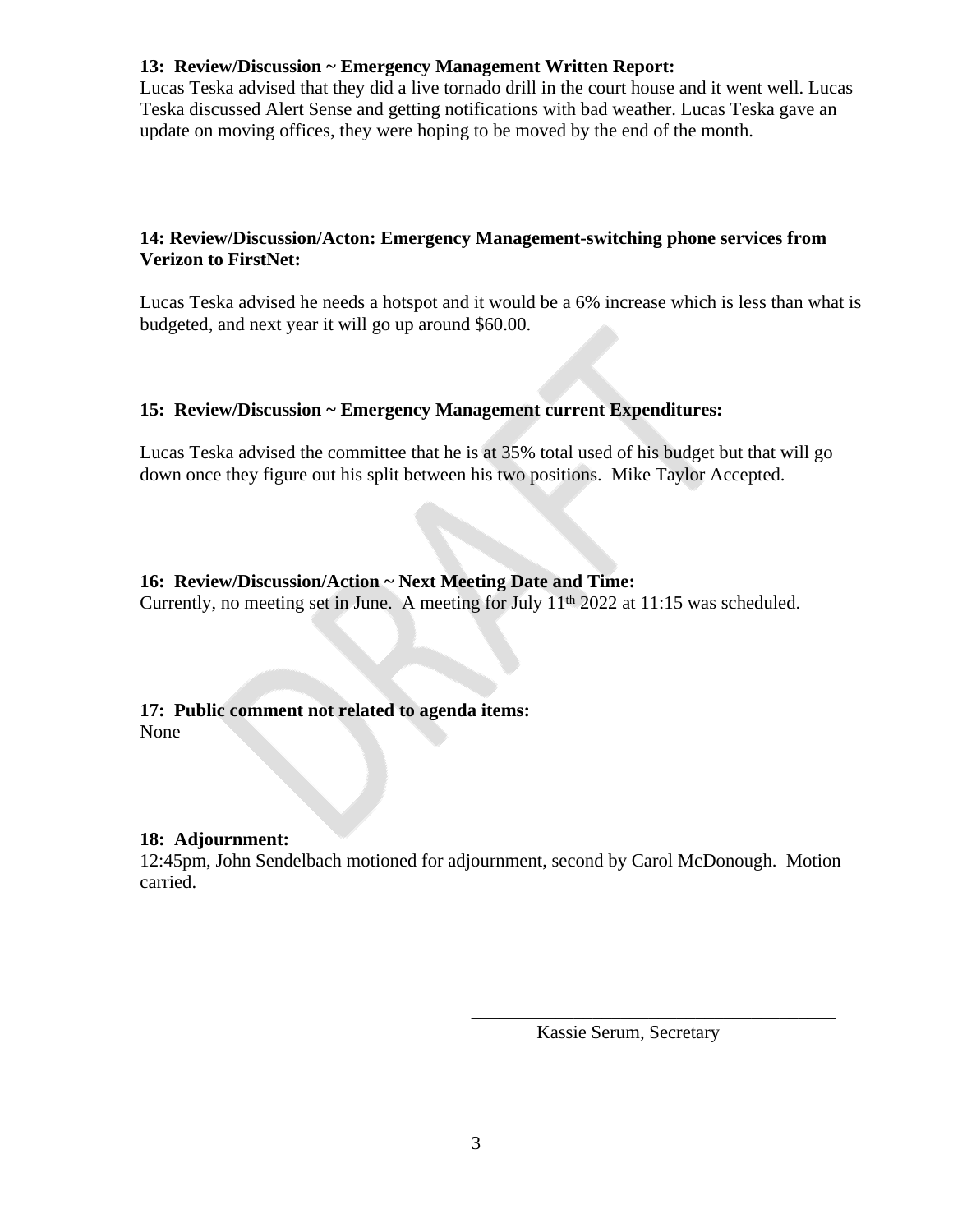**13: Review/Discussion ~ Emergency Management Written Report:**
Lucas Teska advised that they did a live tornado drill in the court house and it went well. Lucas Teska discussed Alert Sense and getting notifications with bad weather. Lucas Teska gave an update on moving offices, they were hoping to be moved by the end of the month.

**14: Review/Discussion/Acton: Emergency Management-switching phone services from Verizon to FirstNet:**

Lucas Teska advised he needs a hotspot and it would be a 6% increase which is less than what is budgeted, and next year it will go up around $60.00.

**15: Review/Discussion ~ Emergency Management current Expenditures:**

Lucas Teska advised the committee that he is at 35% total used of his budget but that will go down once they figure out his split between his two positions. Mike Taylor Accepted.

**16: Review/Discussion/Action ~ Next Meeting Date and Time:**
Currently, no meeting set in June. A meeting for July 11th 2022 at 11:15 was scheduled.

**17: Public comment not related to agenda items:**
None

**18: Adjournment:**
12:45pm, John Sendelbach motioned for adjournment, second by Carol McDonough. Motion carried.

\_\_\_\_\_\_\_\_\_\_\_\_\_\_\_\_\_\_\_\_\_\_\_\_\_\_\_\_\_\_\_\_\_\_\_\_\_\_\_\_

Kassie Serum, Secretary